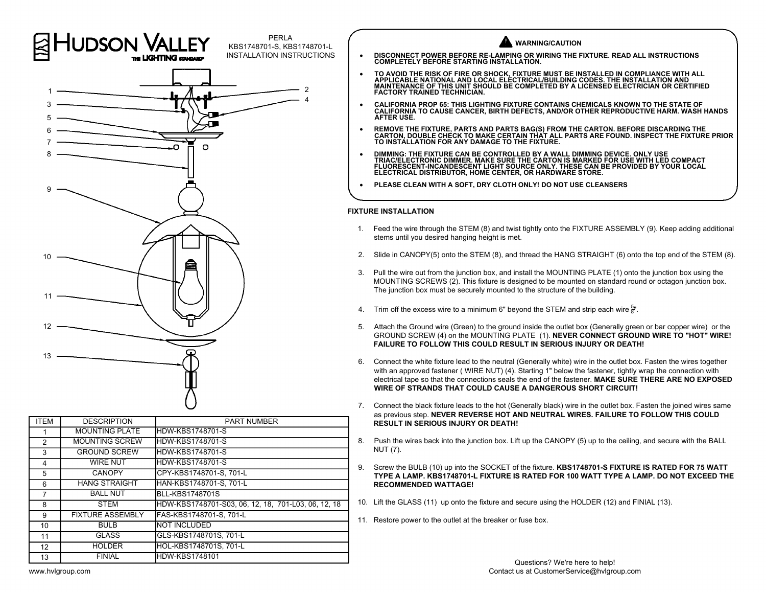# HUDSON VALLEY THE LIGHTING STANDARD

PERLA
KBS1748701-S, KBS1748701-L
INSTALLATION INSTRUCTIONS

| ITEM | DESCRIPTION | PART NUMBER |
|---|---|---|
| 1 | MOUNTING PLATE | HDW-KBS1748701-S |
| 2 | MOUNTING SCREW | HDW-KBS1748701-S |
| 3 | GROUND SCREW | HDW-KBS1748701-S |
| 4 | WIRE NUT | HDW-KBS1748701-S |
| 5 | CANOPY | CPY-KBS1748701-S, 701-L |
| 6 | HANG STRAIGHT | HAN-KBS1748701-S, 701-L |
| 7 | BALL NUT | BLL-KBS1748701S |
| 8 | STEM | HDW-KBS1748701-S03, 06, 12, 18, 701-L03, 06, 12, 18 |
| 9 | FIXTURE ASSEMBLY | FAS-KBS1748701-S, 701-L |
| 10 | BULB | NOT INCLUDED |
| 11 | GLASS | GLS-KBS1748701S, 701-L |
| 12 | HOLDER | HOL-KBS1748701S, 701-L |
| 13 | FINIAL | HDW-KBS1748101 |

www.hvlgroup.com

## WARNING/CAUTION

- **DISCONNECT POWER BEFORE RE-LAMPING OR WIRING THE FIXTURE. READ ALL INSTRUCTIONS COMPLETELY BEFORE STARTING INSTALLATION.**
- **TO AVOID THE RISK OF FIRE OR SHOCK, FIXTURE MUST BE INSTALLED IN COMPLIANCE WITH ALL APPLICABLE NATIONAL AND LOCAL ELECTRICAL/BUILDING CODES. THE INSTALLATION AND MAINTENANCE OF THIS UNIT SHOULD BE COMPLETED BY A LICENSED ELECTRICIAN OR CERTIFIED FACTORY TRAINED TECHNICIAN.**
- **CALIFORNIA PROP 65: THIS LIGHTING FIXTURE CONTAINS CHEMICALS KNOWN TO THE STATE OF CALIFORNIA TO CAUSE CANCER, BIRTH DEFECTS, AND/OR OTHER REPRODUCTIVE HARM. WASH HANDS AFTER USE.**
- **REMOVE THE FIXTURE, PARTS AND PARTS BAG(S) FROM THE CARTON. BEFORE DISCARDING THE CARTON, DOUBLE CHECK TO MAKE CERTAIN THAT ALL PARTS ARE FOUND. INSPECT THE FIXTURE PRIOR TO INSTALLATION FOR ANY DAMAGE TO THE FIXTURE.**
- **DIMMING: THE FIXTURE CAN BE CONTROLLED BY A WALL DIMMING DEVICE. ONLY USE TRIAC/ELECTRONIC DIMMER. MAKE SURE THE CARTON IS MARKED FOR USE WITH LED COMPACT FLUORESCENT-INCANDESCENT LIGHT SOURCE ONLY. THESE CAN BE PROVIDED BY YOUR LOCAL ELECTRICAL DISTRIBUTOR, HOME CENTER, OR HARDWARE STORE.**
- **PLEASE CLEAN WITH A SOFT, DRY CLOTH ONLY! DO NOT USE CLEANSERS**

## FIXTURE INSTALLATION

1. Feed the wire through the STEM (8) and twist tightly onto the FIXTURE ASSEMBLY (9). Keep adding additional stems until you desired hanging height is met.
2. Slide in CANOPY(5) onto the STEM (8), and thread the HANG STRAIGHT (6) onto the top end of the STEM (8).
3. Pull the wire out from the junction box, and install the MOUNTING PLATE (1) onto the junction box using the MOUNTING SCREWS (2). This fixture is designed to be mounted on standard round or octagon junction box. The junction box must be securely mounted to the structure of the building.
4. Trim off the excess wire to a minimum 6" beyond the STEM and strip each wire $\frac{5}{8}$".
5. Attach the Ground wire (Green) to the ground inside the outlet box (Generally green or bar copper wire) or the GROUND SCREW (4) on the MOUNTING PLATE (1). **NEVER CONNECT GROUND WIRE TO "HOT" WIRE! FAILURE TO FOLLOW THIS COULD RESULT IN SERIOUS INJURY OR DEATH!**
6. Connect the white fixture lead to the neutral (Generally white) wire in the outlet box. Fasten the wires together with an approved fastener ( WIRE NUT) (4). Starting 1" below the fastener, tightly wrap the connection with electrical tape so that the connections seals the end of the fastener. **MAKE SURE THERE ARE NO EXPOSED WIRE OF STRANDS THAT COULD CAUSE A DANGEROUS SHORT CIRCUIT!**
7. Connect the black fixture leads to the hot (Generally black) wire in the outlet box. Fasten the joined wires same as previous step. **NEVER REVERSE HOT AND NEUTRAL WIRES. FAILURE TO FOLLOW THIS COULD RESULT IN SERIOUS INJURY OR DEATH!**
8. Push the wires back into the junction box. Lift up the CANOPY (5) up to the ceiling, and secure with the BALL NUT (7).
9. Screw the BULB (10) up into the SOCKET of the fixture. **KBS1748701-S FIXTURE IS RATED FOR 75 WATT TYPE A LAMP. KBS1748701-L FIXTURE IS RATED FOR 100 WATT TYPE A LAMP. DO NOT EXCEED THE RECOMMENDED WATTAGE!**
10. Lift the GLASS (11) up onto the fixture and secure using the HOLDER (12) and FINIAL (13).
11. Restore power to the outlet at the breaker or fuse box.

Questions? We're here to help!
Contact us at CustomerService@hvlgroup.com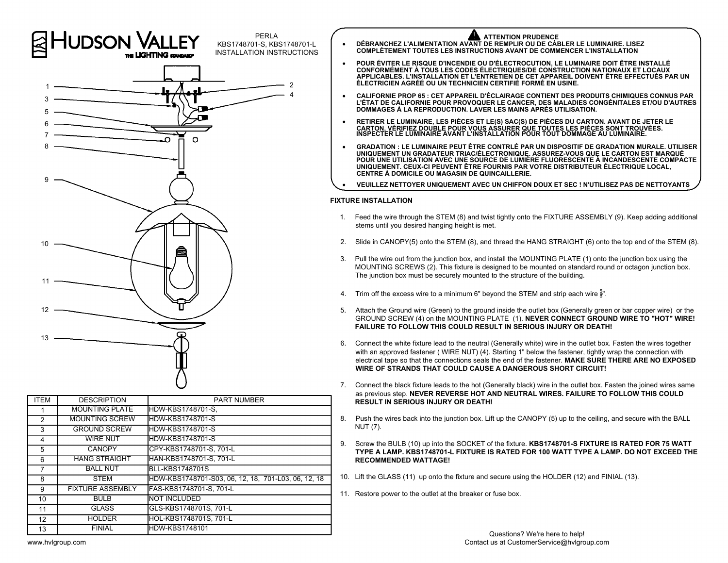HUDSON VALLEY
THE LIGHTING STANDARD®

PERLA
KBS1748701-S, KBS1748701-L
INSTALLATION INSTRUCTIONS

1
3
5
6
7
8
9
10
11
12
13
2
4

| ITEM | DESCRIPTION | PART NUMBER |
|---|---|---|
| 1 | MOUNTING PLATE | HDW-KBS1748701-S, |
| 2 | MOUNTING SCREW | HDW-KBS1748701-S |
| 3 | GROUND SCREW | HDW-KBS1748701-S |
| 4 | WIRE NUT | HDW-KBS1748701-S |
| 5 | CANOPY | CPY-KBS1748701-S, 701-L |
| 6 | HANG STRAIGHT | HAN-KBS1748701-S, 701-L |
| 7 | BALL NUT | BLL-KBS1748701S |
| 8 | STEM | HDW-KBS1748701-S03, 06, 12, 18, 701-L03, 06, 12, 18 |
| 9 | FIXTURE ASSEMBLY | FAS-KBS1748701-S, 701-L |
| 10 | BULB | NOT INCLUDED |
| 11 | GLASS | GLS-KBS1748701S, 701-L |
| 12 | HOLDER | HOL-KBS1748701S, 701-L |
| 13 | FINIAL | HDW-KBS1748101 |

www.hvlgroup.com

**ATTENTION PRUDENCE**

- **DÉBRANCHEZ L'ALIMENTATION AVANT DE REMPLIR OU DE CÂBLER LE LUMINAIRE. LISEZ COMPLÈTEMENT TOUTES LES INSTRUCTIONS AVANT DE COMMENCER L'INSTALLATION**
- **POUR ÉVITER LE RISQUE D'INCENDIE OU D'ÉLECTROCUTION, LE LUMINAIRE DOIT ÊTRE INSTALLÉ CONFORMÉMENT À TOUS LES CODES ÉLECTRIQUES/DE CONSTRUCTION NATIONAUX ET LOCAUX APPLICABLES. L'INSTALLATION ET L'ENTRETIEN DE CET APPAREIL DOIVENT ÊTRE EFFECTUÉS PAR UN ÉLECTRICIEN AGRÉÉ OU UN TECHNICIEN CERTIFIÉ FORMÉ EN USINE.**
- **CALIFORNIE PROP 65 : CET APPAREIL D'ÉCLAIRAGE CONTIENT DES PRODUITS CHIMIQUES CONNUS PAR L'ÉTAT DE CALIFORNIE POUR PROVOQUER LE CANCER, DES MALADIES CONGÉNITALES ET/OU D'AUTRES DOMMAGES À LA REPRODUCTION. LAVER LES MAINS APRÈS UTILISATION.**
- **RETIRER LE LUMINAIRE, LES PIÈCES ET LE(S) SAC(S) DE PIÈCES DU CARTON. AVANT DE JETER LE CARTON, VÉRIFIEZ DOUBLE POUR VOUS ASSURER QUE TOUTES LES PIÈCES SONT TROUVÉES. INSPECTER LE LUMINAIRE AVANT L'INSTALLATION POUR TOUT DOMMAGE AU LUMINAIRE.**
- **GRADATION : LE LUMINAIRE PEUT ÊTRE CONTRLÉ PAR UN DISPOSITIF DE GRADATION MURALE. UTILISER UNIQUEMENT UN GRADATEUR TRIAC/ÉLECTRONIQUE. ASSUREZ-VOUS QUE LE CARTON EST MARQUÉ POUR UNE UTILISATION AVEC UNE SOURCE DE LUMIÈRE FLUORESCENTE À INCANDESCENTE COMPACTE UNIQUEMENT. CEUX-CI PEUVENT ÊTRE FOURNIS PAR VOTRE DISTRIBUTEUR ÉLECTRIQUE LOCAL, CENTRE À DOMICILE OU MAGASIN DE QUINCAILLERIE.**
- **VEUILLEZ NETTOYER UNIQUEMENT AVEC UN CHIFFON DOUX ET SEC ! N'UTILISEZ PAS DE NETTOYANTS**

**FIXTURE INSTALLATION**

1. Feed the wire through the STEM (8) and twist tightly onto the FIXTURE ASSEMBLY (9). Keep adding additional stems until you desired hanging height is met.
2. Slide in CANOPY(5) onto the STEM (8), and thread the HANG STRAIGHT (6) onto the top end of the STEM (8).
3. Pull the wire out from the junction box, and install the MOUNTING PLATE (1) onto the junction box using the MOUNTING SCREWS (2). This fixture is designed to be mounted on standard round or octagon junction box. The junction box must be securely mounted to the structure of the building.
4. Trim off the excess wire to a minimum 6" beyond the STEM and strip each wire $\frac{5}{8}$".
5. Attach the Ground wire (Green) to the ground inside the outlet box (Generally green or bar copper wire) or the GROUND SCREW (4) on the MOUNTING PLATE (1). **NEVER CONNECT GROUND WIRE TO "HOT" WIRE! FAILURE TO FOLLOW THIS COULD RESULT IN SERIOUS INJURY OR DEATH!**
6. Connect the white fixture lead to the neutral (Generally white) wire in the outlet box. Fasten the wires together with an approved fastener ( WIRE NUT) (4). Starting 1" below the fastener, tightly wrap the connection with electrical tape so that the connections seals the end of the fastener. **MAKE SURE THERE ARE NO EXPOSED WIRE OF STRANDS THAT COULD CAUSE A DANGEROUS SHORT CIRCUIT!**
7. Connect the black fixture leads to the hot (Generally black) wire in the outlet box. Fasten the joined wires same as previous step. **NEVER REVERSE HOT AND NEUTRAL WIRES. FAILURE TO FOLLOW THIS COULD RESULT IN SERIOUS INJURY OR DEATH!**
8. Push the wires back into the junction box. Lift up the CANOPY (5) up to the ceiling, and secure with the BALL NUT (7).
9. Screw the BULB (10) up into the SOCKET of the fixture. **KBS1748701-S FIXTURE IS RATED FOR 75 WATT TYPE A LAMP. KBS1748701-L FIXTURE IS RATED FOR 100 WATT TYPE A LAMP. DO NOT EXCEED THE RECOMMENDED WATTAGE!**
10. Lift the GLASS (11) up onto the fixture and secure using the HOLDER (12) and FINIAL (13).
11. Restore power to the outlet at the breaker or fuse box.

Questions? We're here to help!
Contact us at CustomerService@hvlgroup.com